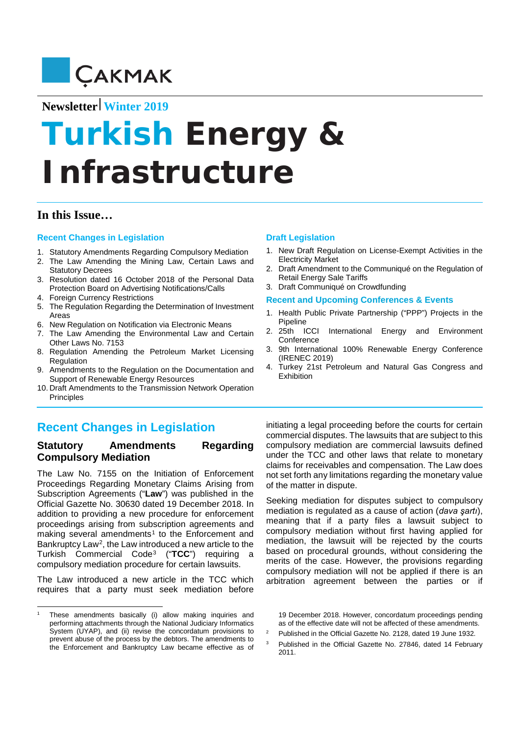ÇAKMAK

**Newsletter** | **Winter 2019**

# Turkish Energy & Infrastructure

## In this Issue…

**Recent Changes in Legislation**

1. Statutory Amendments Regarding Compulsory Mediation
2. The Law Amending the Mining Law, Certain Laws and Statutory Decrees
3. Resolution dated 16 October 2018 of the Personal Data Protection Board on Advertising Notifications/Calls
4. Foreign Currency Restrictions
5. The Regulation Regarding the Determination of Investment Areas
6. New Regulation on Notification via Electronic Means
7. The Law Amending the Environmental Law and Certain Other Laws No. 7153
8. Regulation Amending the Petroleum Market Licensing Regulation
9. Amendments to the Regulation on the Documentation and Support of Renewable Energy Resources
10. Draft Amendments to the Transmission Network Operation Principles

**Draft Legislation**

1. New Draft Regulation on License-Exempt Activities in the Electricity Market
2. Draft Amendment to the Communiqué on the Regulation of Retail Energy Sale Tariffs
3. Draft Communiqué on Crowdfunding

**Recent and Upcoming Conferences & Events**

1. Health Public Private Partnership ("PPP") Projects in the Pipeline
2. 25th ICCI International Energy and Environment Conference
3. 9th International 100% Renewable Energy Conference (IRENEC 2019)
4. Turkey 21st Petroleum and Natural Gas Congress and Exhibition

## Recent Changes in Legislation

### Statutory Amendments Regarding Compulsory Mediation

The Law No. 7155 on the Initiation of Enforcement Proceedings Regarding Monetary Claims Arising from Subscription Agreements ("**Law**") was published in the Official Gazette No. 30630 dated 19 December 2018. In addition to providing a new procedure for enforcement proceedings arising from subscription agreements and making several amendments[1] to the Enforcement and Bankruptcy Law[2], the Law introduced a new article to the Turkish Commercial Code[3] ("**TCC**") requiring a compulsory mediation procedure for certain lawsuits.

The Law introduced a new article in the TCC which requires that a party must seek mediation before initiating a legal proceeding before the courts for certain commercial disputes. The lawsuits that are subject to this compulsory mediation are commercial lawsuits defined under the TCC and other laws that relate to monetary claims for receivables and compensation. The Law does not set forth any limitations regarding the monetary value of the matter in dispute.

Seeking mediation for disputes subject to compulsory mediation is regulated as a cause of action (*dava şartı*), meaning that if a party files a lawsuit subject to compulsory mediation without first having applied for mediation, the lawsuit will be rejected by the courts based on procedural grounds, without considering the merits of the case. However, the provisions regarding compulsory mediation will not be applied if there is an arbitration agreement between the parties or if

---

[1] These amendments basically (i) allow making inquiries and performing attachments through the National Judiciary Informatics System (UYAP), and (ii) revise the concordatum provisions to prevent abuse of the process by the debtors. The amendments to the Enforcement and Bankruptcy Law became effective as of 19 December 2018. However, concordatum proceedings pending as of the effective date will not be affected of these amendments.

[2] Published in the Official Gazette No. 2128, dated 19 June 1932.

[3] Published in the Official Gazette No. 27846, dated 14 February 2011.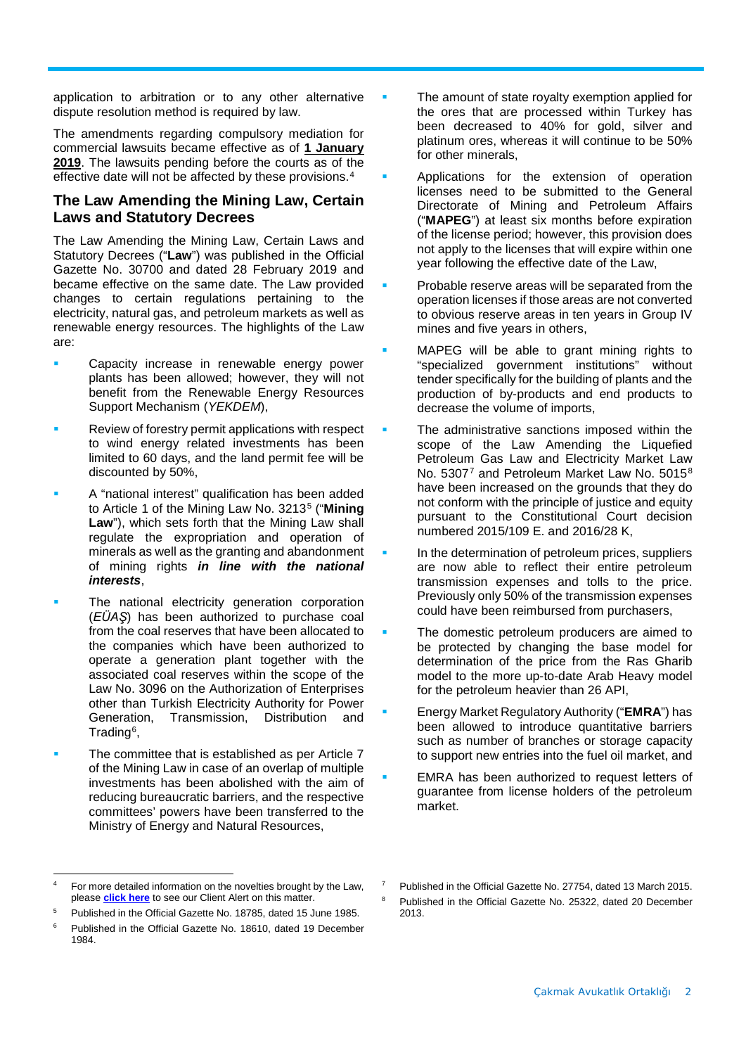application to arbitration or to any other alternative dispute resolution method is required by law.

The amendments regarding compulsory mediation for commercial lawsuits became effective as of **1 January 2019**. The lawsuits pending before the courts as of the effective date will not be affected by these provisions.[4]

## The Law Amending the Mining Law, Certain Laws and Statutory Decrees

The Law Amending the Mining Law, Certain Laws and Statutory Decrees ("**Law**") was published in the Official Gazette No. 30700 and dated 28 February 2019 and became effective on the same date. The Law provided changes to certain regulations pertaining to the electricity, natural gas, and petroleum markets as well as renewable energy resources. The highlights of the Law are:

- Capacity increase in renewable energy power plants has been allowed; however, they will not benefit from the Renewable Energy Resources Support Mechanism (*YEKDEM*),
- Review of forestry permit applications with respect to wind energy related investments has been limited to 60 days, and the land permit fee will be discounted by 50%,
- A "national interest" qualification has been added to Article 1 of the Mining Law No. 3213[5] ("**Mining Law**"), which sets forth that the Mining Law shall regulate the expropriation and operation of minerals as well as the granting and abandonment of mining rights ***in line with the national interests***,
- The national electricity generation corporation (*EÜAŞ*) has been authorized to purchase coal from the coal reserves that have been allocated to the companies which have been authorized to operate a generation plant together with the associated coal reserves within the scope of the Law No. 3096 on the Authorization of Enterprises other than Turkish Electricity Authority for Power Generation, Transmission, Distribution and Trading[6],
- The committee that is established as per Article 7 of the Mining Law in case of an overlap of multiple investments has been abolished with the aim of reducing bureaucratic barriers, and the respective committees' powers have been transferred to the Ministry of Energy and Natural Resources,
- The amount of state royalty exemption applied for the ores that are processed within Turkey has been decreased to 40% for gold, silver and platinum ores, whereas it will continue to be 50% for other minerals,
- Applications for the extension of operation licenses need to be submitted to the General Directorate of Mining and Petroleum Affairs ("**MAPEG**") at least six months before expiration of the license period; however, this provision does not apply to the licenses that will expire within one year following the effective date of the Law,
- Probable reserve areas will be separated from the operation licenses if those areas are not converted to obvious reserve areas in ten years in Group IV mines and five years in others,
- MAPEG will be able to grant mining rights to "specialized government institutions" without tender specifically for the building of plants and the production of by-products and end products to decrease the volume of imports,
- The administrative sanctions imposed within the scope of the Law Amending the Liquefied Petroleum Gas Law and Electricity Market Law No. 5307[7] and Petroleum Market Law No. 5015[8] have been increased on the grounds that they do not conform with the principle of justice and equity pursuant to the Constitutional Court decision numbered 2015/109 E. and 2016/28 K,
- In the determination of petroleum prices, suppliers are now able to reflect their entire petroleum transmission expenses and tolls to the price. Previously only 50% of the transmission expenses could have been reimbursed from purchasers,
- The domestic petroleum producers are aimed to be protected by changing the base model for determination of the price from the Ras Gharib model to the more up-to-date Arab Heavy model for the petroleum heavier than 26 API,
- Energy Market Regulatory Authority ("**EMRA**") has been allowed to introduce quantitative barriers such as number of branches or storage capacity to support new entries into the fuel oil market, and
- EMRA has been authorized to request letters of guarantee from license holders of the petroleum market.

---

[4] For more detailed information on the novelties brought by the Law, please **click here** to see our Client Alert on this matter.

[5] Published in the Official Gazette No. 18785, dated 15 June 1985.

[6] Published in the Official Gazette No. 18610, dated 19 December 1984.

[7] Published in the Official Gazette No. 27754, dated 13 March 2015.

[8] Published in the Official Gazette No. 25322, dated 20 December 2013.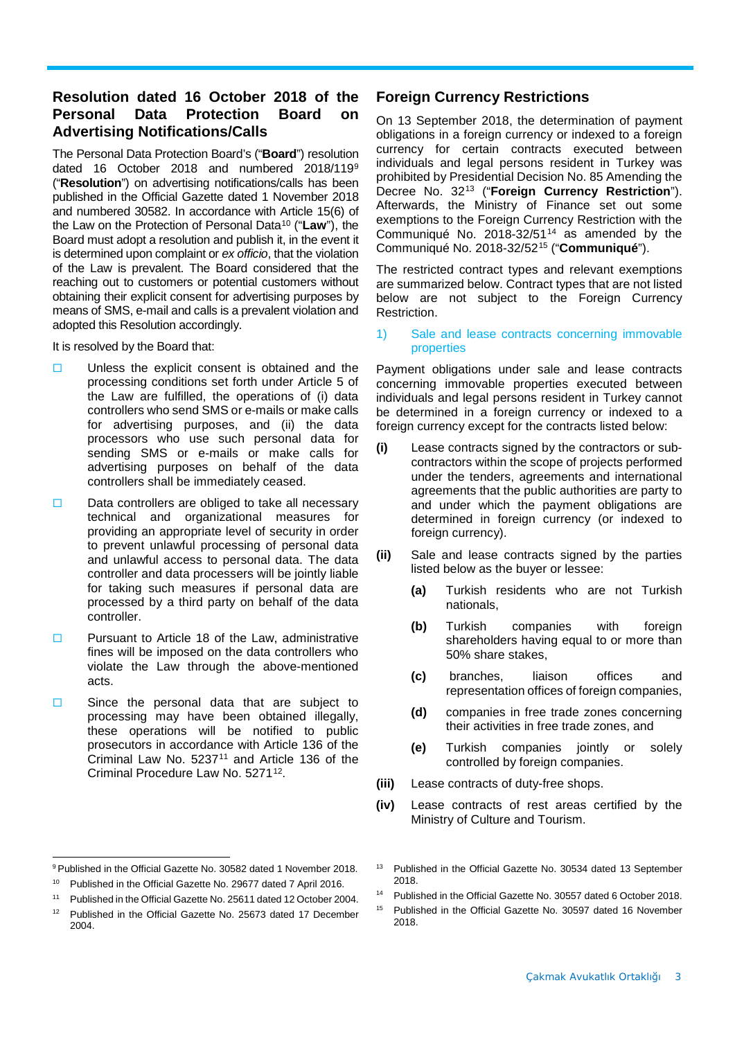## Resolution dated 16 October 2018 of the Personal Data Protection Board on Advertising Notifications/Calls

The Personal Data Protection Board's ("**Board**") resolution dated 16 October 2018 and numbered 2018/119[9] ("**Resolution**") on advertising notifications/calls has been published in the Official Gazette dated 1 November 2018 and numbered 30582. In accordance with Article 15(6) of the Law on the Protection of Personal Data[10] ("**Law**"), the Board must adopt a resolution and publish it, in the event it is determined upon complaint or *ex officio*, that the violation of the Law is prevalent. The Board considered that the reaching out to customers or potential customers without obtaining their explicit consent for advertising purposes by means of SMS, e-mail and calls is a prevalent violation and adopted this Resolution accordingly.

It is resolved by the Board that:

- Unless the explicit consent is obtained and the processing conditions set forth under Article 5 of the Law are fulfilled, the operations of (i) data controllers who send SMS or e-mails or make calls for advertising purposes, and (ii) the data processors who use such personal data for sending SMS or e-mails or make calls for advertising purposes on behalf of the data controllers shall be immediately ceased.
- Data controllers are obliged to take all necessary technical and organizational measures for providing an appropriate level of security in order to prevent unlawful processing of personal data and unlawful access to personal data. The data controller and data processers will be jointly liable for taking such measures if personal data are processed by a third party on behalf of the data controller.
- Pursuant to Article 18 of the Law, administrative fines will be imposed on the data controllers who violate the Law through the above-mentioned acts.
- Since the personal data that are subject to processing may have been obtained illegally, these operations will be notified to public prosecutors in accordance with Article 136 of the Criminal Law No. 5237[11] and Article 136 of the Criminal Procedure Law No. 5271[12].

## Foreign Currency Restrictions

On 13 September 2018, the determination of payment obligations in a foreign currency or indexed to a foreign currency for certain contracts executed between individuals and legal persons resident in Turkey was prohibited by Presidential Decision No. 85 Amending the Decree No. 32[13] ("**Foreign Currency Restriction**"). Afterwards, the Ministry of Finance set out some exemptions to the Foreign Currency Restriction with the Communiqué No. 2018-32/51[14] as amended by the Communiqué No. 2018-32/52[15] ("**Communiqué**").

The restricted contract types and relevant exemptions are summarized below. Contract types that are not listed below are not subject to the Foreign Currency Restriction.

### 1) Sale and lease contracts concerning immovable properties

Payment obligations under sale and lease contracts concerning immovable properties executed between individuals and legal persons resident in Turkey cannot be determined in a foreign currency or indexed to a foreign currency except for the contracts listed below:

**(i)** Lease contracts signed by the contractors or sub-contractors within the scope of projects performed under the tenders, agreements and international agreements that the public authorities are party to and under which the payment obligations are determined in foreign currency (or indexed to foreign currency).

**(ii)** Sale and lease contracts signed by the parties listed below as the buyer or lessee:

- **(a)** Turkish residents who are not Turkish nationals,
- **(b)** Turkish companies with foreign shareholders having equal to or more than 50% share stakes,
- **(c)** branches, liaison offices and representation offices of foreign companies,
- **(d)** companies in free trade zones concerning their activities in free trade zones, and
- **(e)** Turkish companies jointly or solely controlled by foreign companies.

**(iii)** Lease contracts of duty-free shops.

**(iv)** Lease contracts of rest areas certified by the Ministry of Culture and Tourism.

---

[9] Published in the Official Gazette No. 30582 dated 1 November 2018.

[10] Published in the Official Gazette No. 29677 dated 7 April 2016.

[11] Published in the Official Gazette No. 25611 dated 12 October 2004.

[12] Published in the Official Gazette No. 25673 dated 17 December 2004.

[13] Published in the Official Gazette No. 30534 dated 13 September 2018.

[14] Published in the Official Gazette No. 30557 dated 6 October 2018.

[15] Published in the Official Gazette No. 30597 dated 16 November 2018.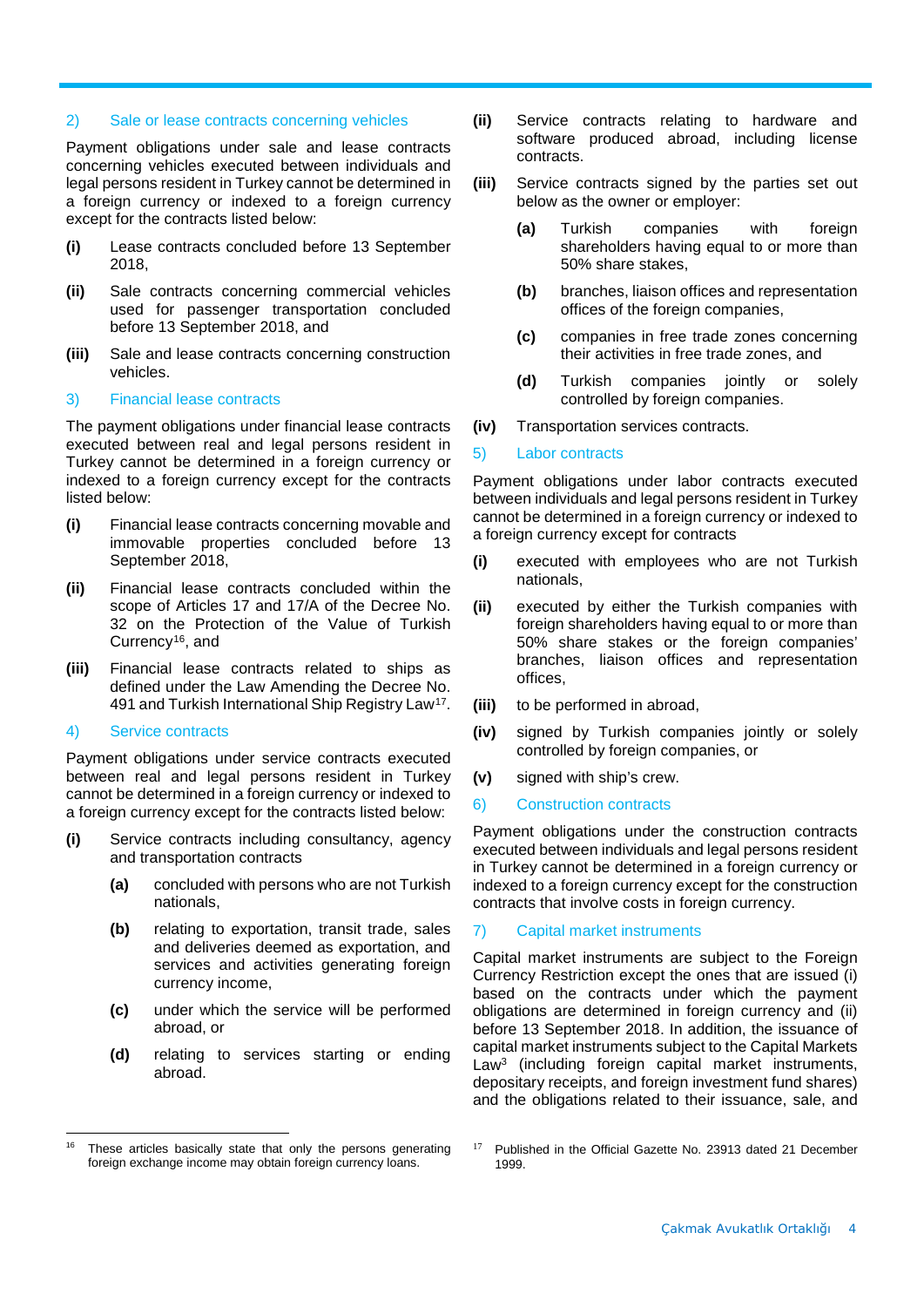### 2) Sale or lease contracts concerning vehicles

Payment obligations under sale and lease contracts concerning vehicles executed between individuals and legal persons resident in Turkey cannot be determined in a foreign currency or indexed to a foreign currency except for the contracts listed below:

**(i)** Lease contracts concluded before 13 September 2018,

**(ii)** Sale contracts concerning commercial vehicles used for passenger transportation concluded before 13 September 2018, and

**(iii)** Sale and lease contracts concerning construction vehicles.

### 3) Financial lease contracts

The payment obligations under financial lease contracts executed between real and legal persons resident in Turkey cannot be determined in a foreign currency or indexed to a foreign currency except for the contracts listed below:

**(i)** Financial lease contracts concerning movable and immovable properties concluded before 13 September 2018,

**(ii)** Financial lease contracts concluded within the scope of Articles 17 and 17/A of the Decree No. 32 on the Protection of the Value of Turkish Currency[16], and

**(iii)** Financial lease contracts related to ships as defined under the Law Amending the Decree No. 491 and Turkish International Ship Registry Law[17].

### 4) Service contracts

Payment obligations under service contracts executed between real and legal persons resident in Turkey cannot be determined in a foreign currency or indexed to a foreign currency except for the contracts listed below:

**(i)** Service contracts including consultancy, agency and transportation contracts

- **(a)** concluded with persons who are not Turkish nationals,
- **(b)** relating to exportation, transit trade, sales and deliveries deemed as exportation, and services and activities generating foreign currency income,
- **(c)** under which the service will be performed abroad, or
- **(d)** relating to services starting or ending abroad.

**(ii)** Service contracts relating to hardware and software produced abroad, including license contracts.

**(iii)** Service contracts signed by the parties set out below as the owner or employer:

- **(a)** Turkish companies with foreign shareholders having equal to or more than 50% share stakes,
- **(b)** branches, liaison offices and representation offices of the foreign companies,
- **(c)** companies in free trade zones concerning their activities in free trade zones, and
- **(d)** Turkish companies jointly or solely controlled by foreign companies.

**(iv)** Transportation services contracts.

### 5) Labor contracts

Payment obligations under labor contracts executed between individuals and legal persons resident in Turkey cannot be determined in a foreign currency or indexed to a foreign currency except for contracts

**(i)** executed with employees who are not Turkish nationals,

**(ii)** executed by either the Turkish companies with foreign shareholders having equal to or more than 50% share stakes or the foreign companies' branches, liaison offices and representation offices,

**(iii)** to be performed in abroad,

**(iv)** signed by Turkish companies jointly or solely controlled by foreign companies, or

**(v)** signed with ship's crew.

### 6) Construction contracts

Payment obligations under the construction contracts executed between individuals and legal persons resident in Turkey cannot be determined in a foreign currency or indexed to a foreign currency except for the construction contracts that involve costs in foreign currency.

### 7) Capital market instruments

Capital market instruments are subject to the Foreign Currency Restriction except the ones that are issued (i) based on the contracts under which the payment obligations are determined in foreign currency and (ii) before 13 September 2018. In addition, the issuance of capital market instruments subject to the Capital Markets Law[3] (including foreign capital market instruments, depositary receipts, and foreign investment fund shares) and the obligations related to their issuance, sale, and

---

[16] These articles basically state that only the persons generating foreign exchange income may obtain foreign currency loans.

[17] Published in the Official Gazette No. 23913 dated 21 December 1999.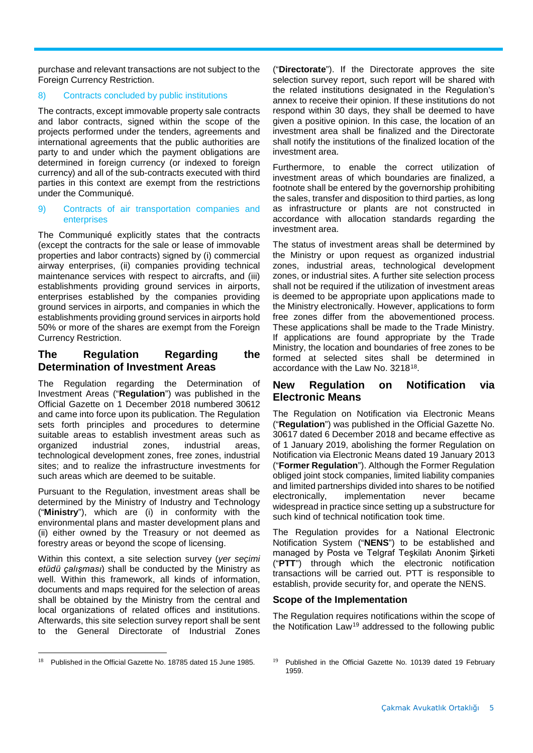purchase and relevant transactions are not subject to the Foreign Currency Restriction.

### 8) Contracts concluded by public institutions

The contracts, except immovable property sale contracts and labor contracts, signed within the scope of the projects performed under the tenders, agreements and international agreements that the public authorities are party to and under which the payment obligations are determined in foreign currency (or indexed to foreign currency) and all of the sub-contracts executed with third parties in this context are exempt from the restrictions under the Communiqué.

### 9) Contracts of air transportation companies and enterprises

The Communiqué explicitly states that the contracts (except the contracts for the sale or lease of immovable properties and labor contracts) signed by (i) commercial airway enterprises, (ii) companies providing technical maintenance services with respect to aircrafts, and (iii) establishments providing ground services in airports, enterprises established by the companies providing ground services in airports, and companies in which the establishments providing ground services in airports hold 50% or more of the shares are exempt from the Foreign Currency Restriction.

## The Regulation Regarding the Determination of Investment Areas

The Regulation regarding the Determination of Investment Areas ("**Regulation**") was published in the Official Gazette on 1 December 2018 numbered 30612 and came into force upon its publication. The Regulation sets forth principles and procedures to determine suitable areas to establish investment areas such as organized industrial zones, industrial areas, technological development zones, free zones, industrial sites; and to realize the infrastructure investments for such areas which are deemed to be suitable.

Pursuant to the Regulation, investment areas shall be determined by the Ministry of Industry and Technology ("**Ministry**"), which are (i) in conformity with the environmental plans and master development plans and (ii) either owned by the Treasury or not deemed as forestry areas or beyond the scope of licensing.

Within this context, a site selection survey (*yer seçimi etüdü çalışması*) shall be conducted by the Ministry as well. Within this framework, all kinds of information, documents and maps required for the selection of areas shall be obtained by the Ministry from the central and local organizations of related offices and institutions. Afterwards, this site selection survey report shall be sent to the General Directorate of Industrial Zones ("**Directorate**"). If the Directorate approves the site selection survey report, such report will be shared with the related institutions designated in the Regulation's annex to receive their opinion. If these institutions do not respond within 30 days, they shall be deemed to have given a positive opinion. In this case, the location of an investment area shall be finalized and the Directorate shall notify the institutions of the finalized location of the investment area.

Furthermore, to enable the correct utilization of investment areas of which boundaries are finalized, a footnote shall be entered by the governorship prohibiting the sales, transfer and disposition to third parties, as long as infrastructure or plants are not constructed in accordance with allocation standards regarding the investment area.

The status of investment areas shall be determined by the Ministry or upon request as organized industrial zones, industrial areas, technological development zones, or industrial sites. A further site selection process shall not be required if the utilization of investment areas is deemed to be appropriate upon applications made to the Ministry electronically. However, applications to form free zones differ from the abovementioned process. These applications shall be made to the Trade Ministry. If applications are found appropriate by the Trade Ministry, the location and boundaries of free zones to be formed at selected sites shall be determined in accordance with the Law No. 3218[18].

## New Regulation on Notification via Electronic Means

The Regulation on Notification via Electronic Means ("**Regulation**") was published in the Official Gazette No. 30617 dated 6 December 2018 and became effective as of 1 January 2019, abolishing the former Regulation on Notification via Electronic Means dated 19 January 2013 ("**Former Regulation**"). Although the Former Regulation obliged joint stock companies, limited liability companies and limited partnerships divided into shares to be notified electronically, implementation never became widespread in practice since setting up a substructure for such kind of technical notification took time.

The Regulation provides for a National Electronic Notification System ("**NENS**") to be established and managed by Posta ve Telgraf Teşkilatı Anonim Şirketi ("**PTT**") through which the electronic notification transactions will be carried out. PTT is responsible to establish, provide security for, and operate the NENS.

### Scope of the Implementation

The Regulation requires notifications within the scope of the Notification Law[19] addressed to the following public

---

[18] Published in the Official Gazette No. 18785 dated 15 June 1985.

[19] Published in the Official Gazette No. 10139 dated 19 February 1959.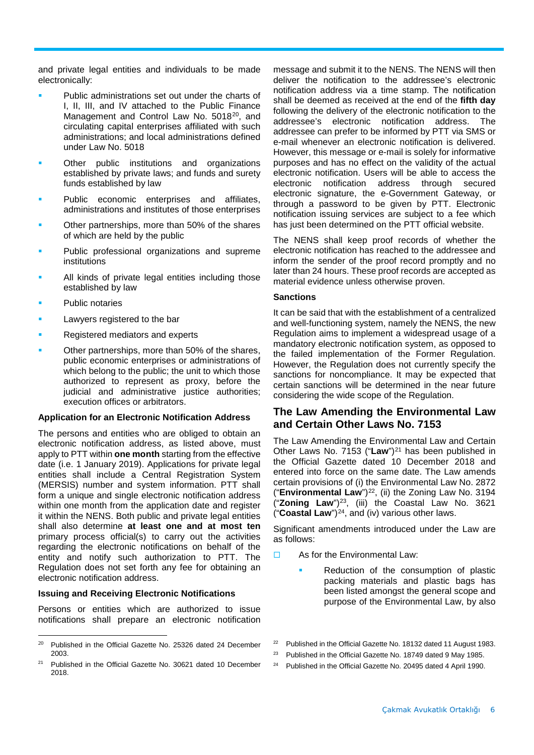and private legal entities and individuals to be made electronically:

- Public administrations set out under the charts of I, II, III, and IV attached to the Public Finance Management and Control Law No. 5018[20], and circulating capital enterprises affiliated with such administrations; and local administrations defined under Law No. 5018
- Other public institutions and organizations established by private laws; and funds and surety funds established by law
- Public economic enterprises and affiliates, administrations and institutes of those enterprises
- Other partnerships, more than 50% of the shares of which are held by the public
- Public professional organizations and supreme institutions
- All kinds of private legal entities including those established by law
- Public notaries
- Lawyers registered to the bar
- Registered mediators and experts
- Other partnerships, more than 50% of the shares, public economic enterprises or administrations of which belong to the public; the unit to which those authorized to represent as proxy, before the judicial and administrative justice authorities; execution offices or arbitrators.

#### Application for an Electronic Notification Address

The persons and entities who are obliged to obtain an electronic notification address, as listed above, must apply to PTT within **one month** starting from the effective date (i.e. 1 January 2019). Applications for private legal entities shall include a Central Registration System (MERSIS) number and system information. PTT shall form a unique and single electronic notification address within one month from the application date and register it within the NENS. Both public and private legal entities shall also determine **at least one and at most ten** primary process official(s) to carry out the activities regarding the electronic notifications on behalf of the entity and notify such authorization to PTT. The Regulation does not set forth any fee for obtaining an electronic notification address.

#### Issuing and Receiving Electronic Notifications

Persons or entities which are authorized to issue notifications shall prepare an electronic notification message and submit it to the NENS. The NENS will then deliver the notification to the addressee's electronic notification address via a time stamp. The notification shall be deemed as received at the end of the **fifth day** following the delivery of the electronic notification to the addressee's electronic notification address. The addressee can prefer to be informed by PTT via SMS or e-mail whenever an electronic notification is delivered. However, this message or e-mail is solely for informative purposes and has no effect on the validity of the actual electronic notification. Users will be able to access the electronic notification address through secured electronic signature, the e-Government Gateway, or through a password to be given by PTT. Electronic notification issuing services are subject to a fee which has just been determined on the PTT official website.

The NENS shall keep proof records of whether the electronic notification has reached to the addressee and inform the sender of the proof record promptly and no later than 24 hours. These proof records are accepted as material evidence unless otherwise proven.

#### Sanctions

It can be said that with the establishment of a centralized and well-functioning system, namely the NENS, the new Regulation aims to implement a widespread usage of a mandatory electronic notification system, as opposed to the failed implementation of the Former Regulation. However, the Regulation does not currently specify the sanctions for noncompliance. It may be expected that certain sanctions will be determined in the near future considering the wide scope of the Regulation.

## The Law Amending the Environmental Law and Certain Other Laws No. 7153

The Law Amending the Environmental Law and Certain Other Laws No. 7153 ("**Law**")[21] has been published in the Official Gazette dated 10 December 2018 and entered into force on the same date. The Law amends certain provisions of (i) the Environmental Law No. 2872 ("**Environmental Law**")[22], (ii) the Zoning Law No. 3194 ("**Zoning Law**")[23], (iii) the Coastal Law No. 3621 ("**Coastal Law**")[24], and (iv) various other laws.

Significant amendments introduced under the Law are as follows:

- As for the Environmental Law:
  - Reduction of the consumption of plastic packing materials and plastic bags has been listed amongst the general scope and purpose of the Environmental Law, by also

---

[20] Published in the Official Gazette No. 25326 dated 24 December 2003.

[21] Published in the Official Gazette No. 30621 dated 10 December 2018.

[22] Published in the Official Gazette No. 18132 dated 11 August 1983.

[23] Published in the Official Gazette No. 18749 dated 9 May 1985.

[24] Published in the Official Gazette No. 20495 dated 4 April 1990.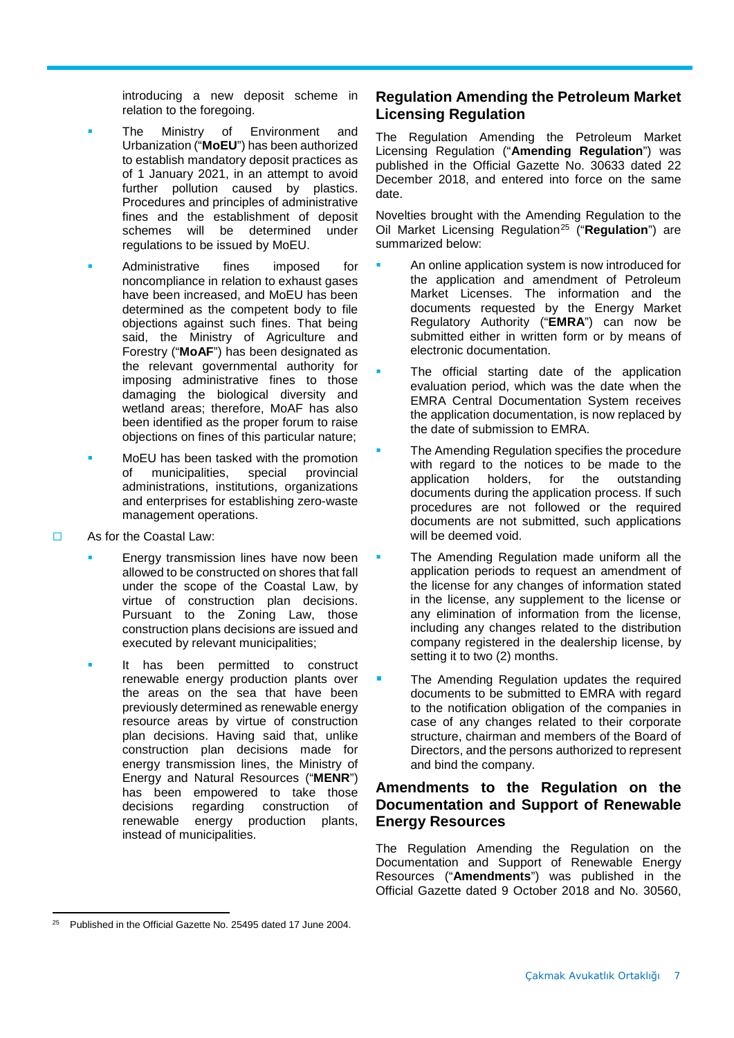introducing a new deposit scheme in relation to the foregoing.

- The Ministry of Environment and Urbanization ("**MoEU**") has been authorized to establish mandatory deposit practices as of 1 January 2021, in an attempt to avoid further pollution caused by plastics. Procedures and principles of administrative fines and the establishment of deposit schemes will be determined under regulations to be issued by MoEU.
- Administrative fines imposed for noncompliance in relation to exhaust gases have been increased, and MoEU has been determined as the competent body to file objections against such fines. That being said, the Ministry of Agriculture and Forestry ("**MoAF**") has been designated as the relevant governmental authority for imposing administrative fines to those damaging the biological diversity and wetland areas; therefore, MoAF has also been identified as the proper forum to raise objections on fines of this particular nature;
- MoEU has been tasked with the promotion of municipalities, special provincial administrations, institutions, organizations and enterprises for establishing zero-waste management operations.

- As for the Coastal Law:
  - Energy transmission lines have now been allowed to be constructed on shores that fall under the scope of the Coastal Law, by virtue of construction plan decisions. Pursuant to the Zoning Law, those construction plans decisions are issued and executed by relevant municipalities;
  - It has been permitted to construct renewable energy production plants over the areas on the sea that have been previously determined as renewable energy resource areas by virtue of construction plan decisions. Having said that, unlike construction plan decisions made for energy transmission lines, the Ministry of Energy and Natural Resources ("**MENR**") has been empowered to take those decisions regarding construction of renewable energy production plants, instead of municipalities.

## Regulation Amending the Petroleum Market Licensing Regulation

The Regulation Amending the Petroleum Market Licensing Regulation ("**Amending Regulation**") was published in the Official Gazette No. 30633 dated 22 December 2018, and entered into force on the same date.

Novelties brought with the Amending Regulation to the Oil Market Licensing Regulation[25] ("**Regulation**") are summarized below:

- An online application system is now introduced for the application and amendment of Petroleum Market Licenses. The information and the documents requested by the Energy Market Regulatory Authority ("**EMRA**") can now be submitted either in written form or by means of electronic documentation.
- The official starting date of the application evaluation period, which was the date when the EMRA Central Documentation System receives the application documentation, is now replaced by the date of submission to EMRA.
- The Amending Regulation specifies the procedure with regard to the notices to be made to the application holders, for the outstanding documents during the application process. If such procedures are not followed or the required documents are not submitted, such applications will be deemed void.
- The Amending Regulation made uniform all the application periods to request an amendment of the license for any changes of information stated in the license, any supplement to the license or any elimination of information from the license, including any changes related to the distribution company registered in the dealership license, by setting it to two (2) months.
- The Amending Regulation updates the required documents to be submitted to EMRA with regard to the notification obligation of the companies in case of any changes related to their corporate structure, chairman and members of the Board of Directors, and the persons authorized to represent and bind the company.

## Amendments to the Regulation on the Documentation and Support of Renewable Energy Resources

The Regulation Amending the Regulation on the Documentation and Support of Renewable Energy Resources ("**Amendments**") was published in the Official Gazette dated 9 October 2018 and No. 30560,

---

[25] Published in the Official Gazette No. 25495 dated 17 June 2004.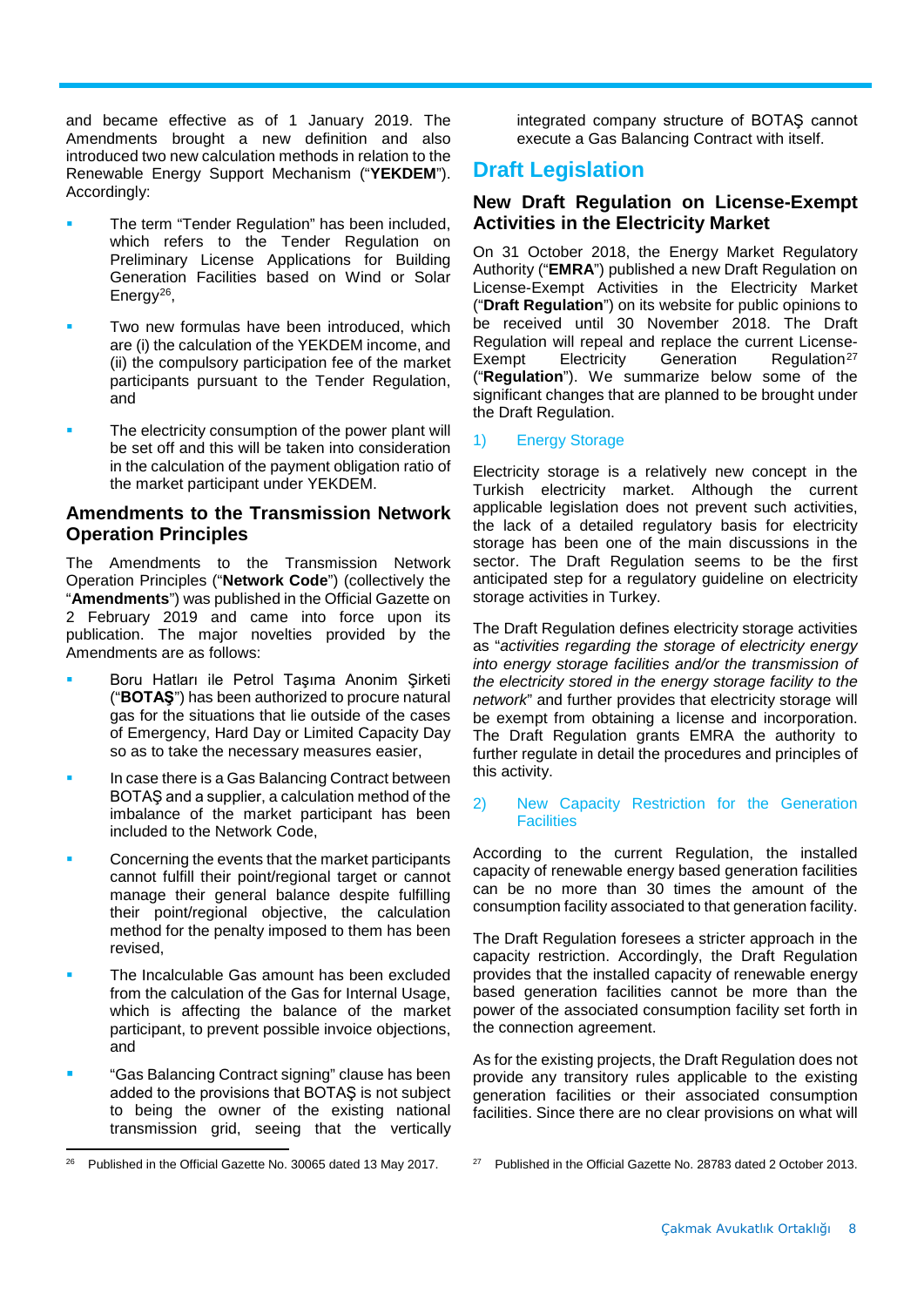and became effective as of 1 January 2019. The Amendments brought a new definition and also introduced two new calculation methods in relation to the Renewable Energy Support Mechanism ("**YEKDEM**"). Accordingly:

- The term "Tender Regulation" has been included, which refers to the Tender Regulation on Preliminary License Applications for Building Generation Facilities based on Wind or Solar Energy[26],
- Two new formulas have been introduced, which are (i) the calculation of the YEKDEM income, and (ii) the compulsory participation fee of the market participants pursuant to the Tender Regulation, and
- The electricity consumption of the power plant will be set off and this will be taken into consideration in the calculation of the payment obligation ratio of the market participant under YEKDEM.

### Amendments to the Transmission Network Operation Principles

The Amendments to the Transmission Network Operation Principles ("**Network Code**") (collectively the "**Amendments**") was published in the Official Gazette on 2 February 2019 and came into force upon its publication. The major novelties provided by the Amendments are as follows:

- Boru Hatları ile Petrol Taşıma Anonim Şirketi ("**BOTAŞ**") has been authorized to procure natural gas for the situations that lie outside of the cases of Emergency, Hard Day or Limited Capacity Day so as to take the necessary measures easier,
- In case there is a Gas Balancing Contract between BOTAŞ and a supplier, a calculation method of the imbalance of the market participant has been included to the Network Code,
- Concerning the events that the market participants cannot fulfill their point/regional target or cannot manage their general balance despite fulfilling their point/regional objective, the calculation method for the penalty imposed to them has been revised,
- The Incalculable Gas amount has been excluded from the calculation of the Gas for Internal Usage, which is affecting the balance of the market participant, to prevent possible invoice objections, and
- "Gas Balancing Contract signing" clause has been added to the provisions that BOTAŞ is not subject to being the owner of the existing national transmission grid, seeing that the vertically integrated company structure of BOTAŞ cannot execute a Gas Balancing Contract with itself.

## Draft Legislation

### New Draft Regulation on License-Exempt Activities in the Electricity Market

On 31 October 2018, the Energy Market Regulatory Authority ("**EMRA**") published a new Draft Regulation on License-Exempt Activities in the Electricity Market ("**Draft Regulation**") on its website for public opinions to be received until 30 November 2018. The Draft Regulation will repeal and replace the current License-Exempt Electricity Generation Regulation[27] ("**Regulation**"). We summarize below some of the significant changes that are planned to be brought under the Draft Regulation.

#### 1) Energy Storage

Electricity storage is a relatively new concept in the Turkish electricity market. Although the current applicable legislation does not prevent such activities, the lack of a detailed regulatory basis for electricity storage has been one of the main discussions in the sector. The Draft Regulation seems to be the first anticipated step for a regulatory guideline on electricity storage activities in Turkey.

The Draft Regulation defines electricity storage activities as "*activities regarding the storage of electricity energy into energy storage facilities and/or the transmission of the electricity stored in the energy storage facility to the network*" and further provides that electricity storage will be exempt from obtaining a license and incorporation. The Draft Regulation grants EMRA the authority to further regulate in detail the procedures and principles of this activity.

#### 2) New Capacity Restriction for the Generation Facilities

According to the current Regulation, the installed capacity of renewable energy based generation facilities can be no more than 30 times the amount of the consumption facility associated to that generation facility.

The Draft Regulation foresees a stricter approach in the capacity restriction. Accordingly, the Draft Regulation provides that the installed capacity of renewable energy based generation facilities cannot be more than the power of the associated consumption facility set forth in the connection agreement.

As for the existing projects, the Draft Regulation does not provide any transitory rules applicable to the existing generation facilities or their associated consumption facilities. Since there are no clear provisions on what will

---

[26] Published in the Official Gazette No. 30065 dated 13 May 2017.

[27] Published in the Official Gazette No. 28783 dated 2 October 2013.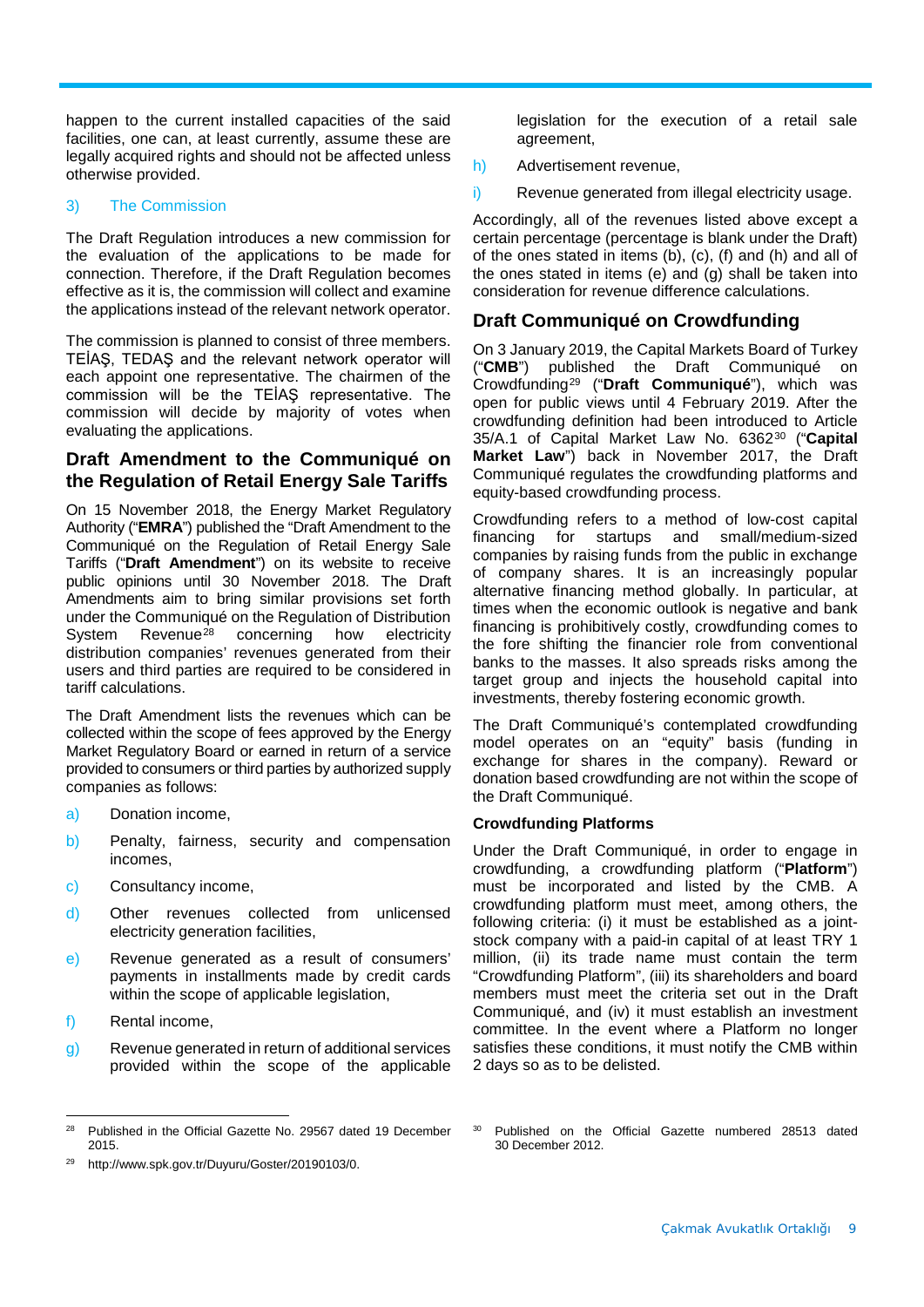happen to the current installed capacities of the said facilities, one can, at least currently, assume these are legally acquired rights and should not be affected unless otherwise provided.

### 3) The Commission

The Draft Regulation introduces a new commission for the evaluation of the applications to be made for connection. Therefore, if the Draft Regulation becomes effective as it is, the commission will collect and examine the applications instead of the relevant network operator.

The commission is planned to consist of three members. TEİAŞ, TEDAŞ and the relevant network operator will each appoint one representative. The chairmen of the commission will be the TEİAŞ representative. The commission will decide by majority of votes when evaluating the applications.

## Draft Amendment to the Communiqué on the Regulation of Retail Energy Sale Tariffs

On 15 November 2018, the Energy Market Regulatory Authority ("**EMRA**") published the "Draft Amendment to the Communiqué on the Regulation of Retail Energy Sale Tariffs ("**Draft Amendment**") on its website to receive public opinions until 30 November 2018. The Draft Amendments aim to bring similar provisions set forth under the Communiqué on the Regulation of Distribution System Revenue[28] concerning how electricity distribution companies' revenues generated from their users and third parties are required to be considered in tariff calculations.

The Draft Amendment lists the revenues which can be collected within the scope of fees approved by the Energy Market Regulatory Board or earned in return of a service provided to consumers or third parties by authorized supply companies as follows:

a) Donation income,

b) Penalty, fairness, security and compensation incomes,

c) Consultancy income,

d) Other revenues collected from unlicensed electricity generation facilities,

e) Revenue generated as a result of consumers' payments in installments made by credit cards within the scope of applicable legislation,

f) Rental income,

g) Revenue generated in return of additional services provided within the scope of the applicable legislation for the execution of a retail sale agreement,

h) Advertisement revenue,

i) Revenue generated from illegal electricity usage.

Accordingly, all of the revenues listed above except a certain percentage (percentage is blank under the Draft) of the ones stated in items (b), (c), (f) and (h) and all of the ones stated in items (e) and (g) shall be taken into consideration for revenue difference calculations.

## Draft Communiqué on Crowdfunding

On 3 January 2019, the Capital Markets Board of Turkey ("**CMB**") published the Draft Communiqué on Crowdfunding[29] ("**Draft Communiqué**"), which was open for public views until 4 February 2019. After the crowdfunding definition had been introduced to Article 35/A.1 of Capital Market Law No. 6362[30] ("**Capital Market Law**") back in November 2017, the Draft Communiqué regulates the crowdfunding platforms and equity-based crowdfunding process.

Crowdfunding refers to a method of low-cost capital financing for startups and small/medium-sized companies by raising funds from the public in exchange of company shares. It is an increasingly popular alternative financing method globally. In particular, at times when the economic outlook is negative and bank financing is prohibitively costly, crowdfunding comes to the fore shifting the financier role from conventional banks to the masses. It also spreads risks among the target group and injects the household capital into investments, thereby fostering economic growth.

The Draft Communiqué's contemplated crowdfunding model operates on an "equity" basis (funding in exchange for shares in the company). Reward or donation based crowdfunding are not within the scope of the Draft Communiqué.

### Crowdfunding Platforms

Under the Draft Communiqué, in order to engage in crowdfunding, a crowdfunding platform ("**Platform**") must be incorporated and listed by the CMB. A crowdfunding platform must meet, among others, the following criteria: (i) it must be established as a joint-stock company with a paid-in capital of at least TRY 1 million, (ii) its trade name must contain the term "Crowdfunding Platform", (iii) its shareholders and board members must meet the criteria set out in the Draft Communiqué, and (iv) it must establish an investment committee. In the event where a Platform no longer satisfies these conditions, it must notify the CMB within 2 days so as to be delisted.

---

[28] Published in the Official Gazette No. 29567 dated 19 December 2015.

[29] http://www.spk.gov.tr/Duyuru/Goster/20190103/0.

[30] Published on the Official Gazette numbered 28513 dated 30 December 2012.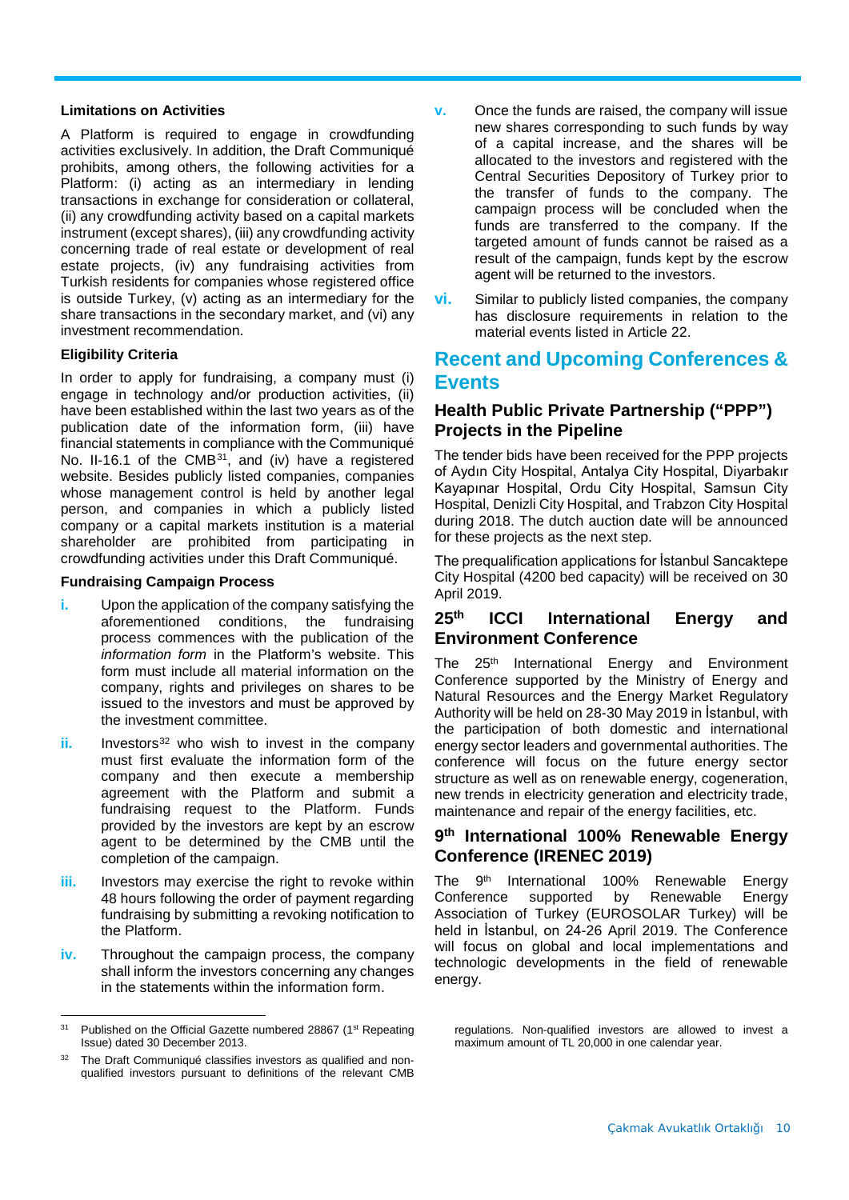**Limitations on Activities**

A Platform is required to engage in crowdfunding activities exclusively. In addition, the Draft Communiqué prohibits, among others, the following activities for a Platform: (i) acting as an intermediary in lending transactions in exchange for consideration or collateral, (ii) any crowdfunding activity based on a capital markets instrument (except shares), (iii) any crowdfunding activity concerning trade of real estate or development of real estate projects, (iv) any fundraising activities from Turkish residents for companies whose registered office is outside Turkey, (v) acting as an intermediary for the share transactions in the secondary market, and (vi) any investment recommendation.

**Eligibility Criteria**

In order to apply for fundraising, a company must (i) engage in technology and/or production activities, (ii) have been established within the last two years as of the publication date of the information form, (iii) have financial statements in compliance with the Communiqué No. II-16.1 of the CMB[31], and (iv) have a registered website. Besides publicly listed companies, companies whose management control is held by another legal person, and companies in which a publicly listed company or a capital markets institution is a material shareholder are prohibited from participating in crowdfunding activities under this Draft Communiqué.

**Fundraising Campaign Process**

i. Upon the application of the company satisfying the aforementioned conditions, the fundraising process commences with the publication of the *information form* in the Platform's website. This form must include all material information on the company, rights and privileges on shares to be issued to the investors and must be approved by the investment committee.

ii. Investors[32] who wish to invest in the company must first evaluate the information form of the company and then execute a membership agreement with the Platform and submit a fundraising request to the Platform. Funds provided by the investors are kept by an escrow agent to be determined by the CMB until the completion of the campaign.

iii. Investors may exercise the right to revoke within 48 hours following the order of payment regarding fundraising by submitting a revoking notification to the Platform.

iv. Throughout the campaign process, the company shall inform the investors concerning any changes in the statements within the information form.

v. Once the funds are raised, the company will issue new shares corresponding to such funds by way of a capital increase, and the shares will be allocated to the investors and registered with the Central Securities Depository of Turkey prior to the transfer of funds to the company. The campaign process will be concluded when the funds are transferred to the company. If the targeted amount of funds cannot be raised as a result of the campaign, funds kept by the escrow agent will be returned to the investors.

vi. Similar to publicly listed companies, the company has disclosure requirements in relation to the material events listed in Article 22.

## Recent and Upcoming Conferences & Events

### Health Public Private Partnership ("PPP") Projects in the Pipeline

The tender bids have been received for the PPP projects of Aydın City Hospital, Antalya City Hospital, Diyarbakır Kayapınar Hospital, Ordu City Hospital, Samsun City Hospital, Denizli City Hospital, and Trabzon City Hospital during 2018. The dutch auction date will be announced for these projects as the next step.

The prequalification applications for İstanbul Sancaktepe City Hospital (4200 bed capacity) will be received on 30 April 2019.

### 25th ICCI International Energy and Environment Conference

The 25th International Energy and Environment Conference supported by the Ministry of Energy and Natural Resources and the Energy Market Regulatory Authority will be held on 28-30 May 2019 in İstanbul, with the participation of both domestic and international energy sector leaders and governmental authorities. The conference will focus on the future energy sector structure as well as on renewable energy, cogeneration, new trends in electricity generation and electricity trade, maintenance and repair of the energy facilities, etc.

### 9th International 100% Renewable Energy Conference (IRENEC 2019)

The 9th International 100% Renewable Energy Conference supported by Renewable Energy Association of Turkey (EUROSOLAR Turkey) will be held in İstanbul, on 24-26 April 2019. The Conference will focus on global and local implementations and technologic developments in the field of renewable energy.

---

[31] Published on the Official Gazette numbered 28867 (1st Repeating Issue) dated 30 December 2013.

[32] The Draft Communiqué classifies investors as qualified and non-qualified investors pursuant to definitions of the relevant CMB regulations. Non-qualified investors are allowed to invest a maximum amount of TL 20,000 in one calendar year.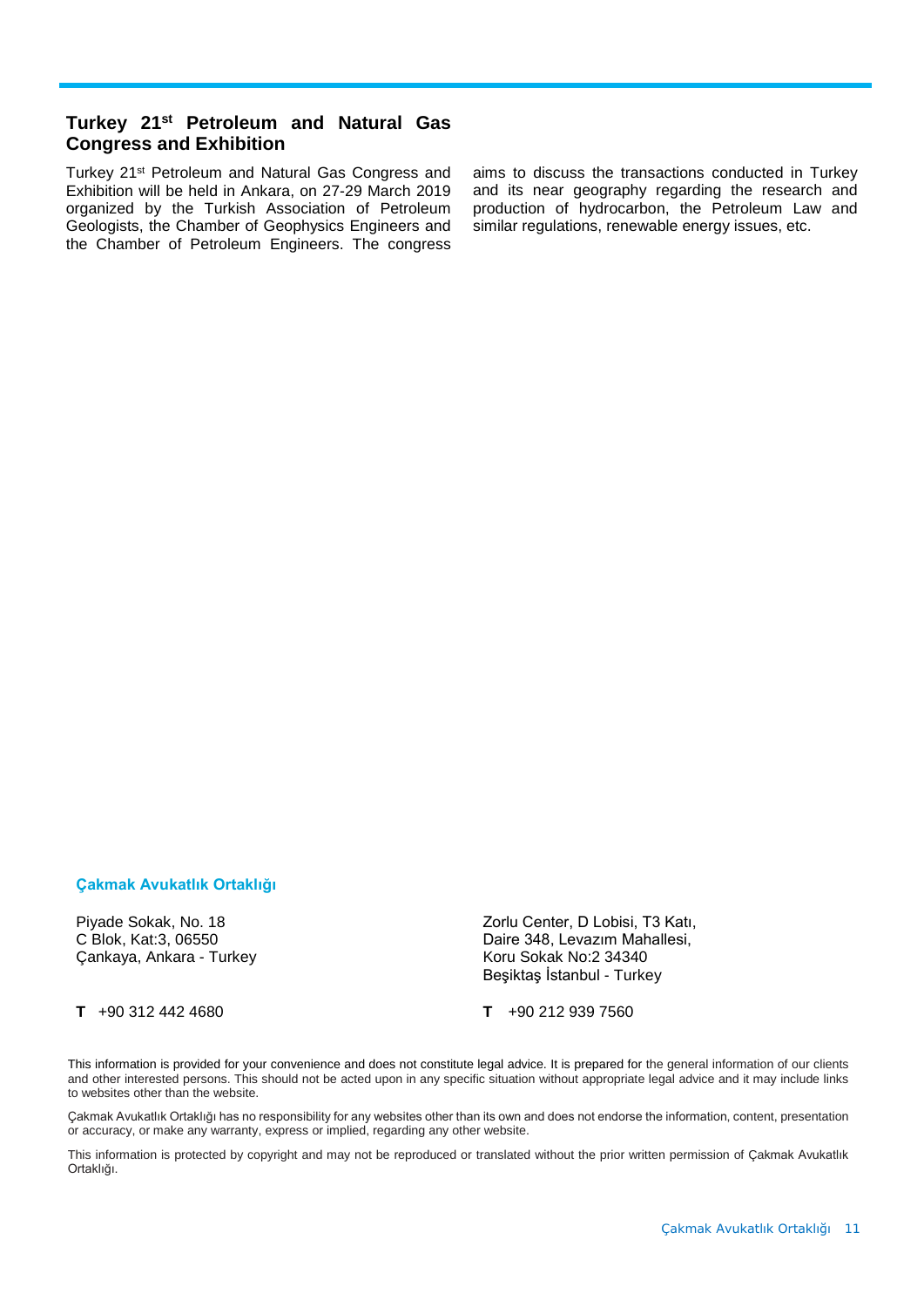## Turkey 21st Petroleum and Natural Gas Congress and Exhibition

Turkey 21st Petroleum and Natural Gas Congress and Exhibition will be held in Ankara, on 27-29 March 2019 organized by the Turkish Association of Petroleum Geologists, the Chamber of Geophysics Engineers and the Chamber of Petroleum Engineers. The congress aims to discuss the transactions conducted in Turkey and its near geography regarding the research and production of hydrocarbon, the Petroleum Law and similar regulations, renewable energy issues, etc.

**Çakmak Avukatlık Ortaklığı**

Piyade Sokak, No. 18
C Blok, Kat:3, 06550
Çankaya, Ankara - Turkey

**T** +90 312 442 4680

Zorlu Center, D Lobisi, T3 Katı,
Daire 348, Levazım Mahallesi,
Koru Sokak No:2 34340
Beşiktaş İstanbul - Turkey

**T** +90 212 939 7560

This information is provided for your convenience and does not constitute legal advice. It is prepared for the general information of our clients and other interested persons. This should not be acted upon in any specific situation without appropriate legal advice and it may include links to websites other than the website.

Çakmak Avukatlık Ortaklığı has no responsibility for any websites other than its own and does not endorse the information, content, presentation or accuracy, or make any warranty, express or implied, regarding any other website.

This information is protected by copyright and may not be reproduced or translated without the prior written permission of Çakmak Avukatlık Ortaklığı.